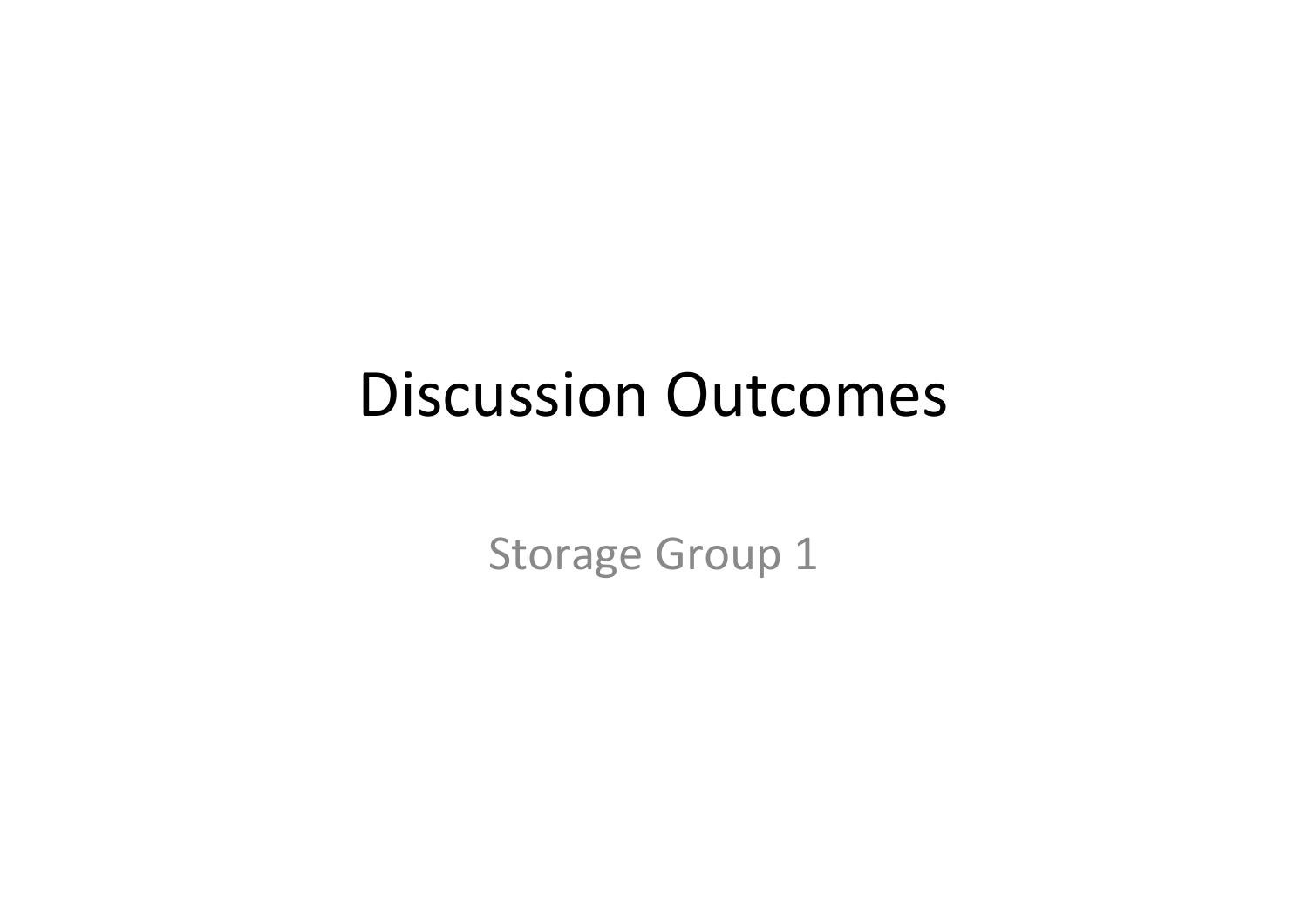# Discussion Outcomes

Storage Group 1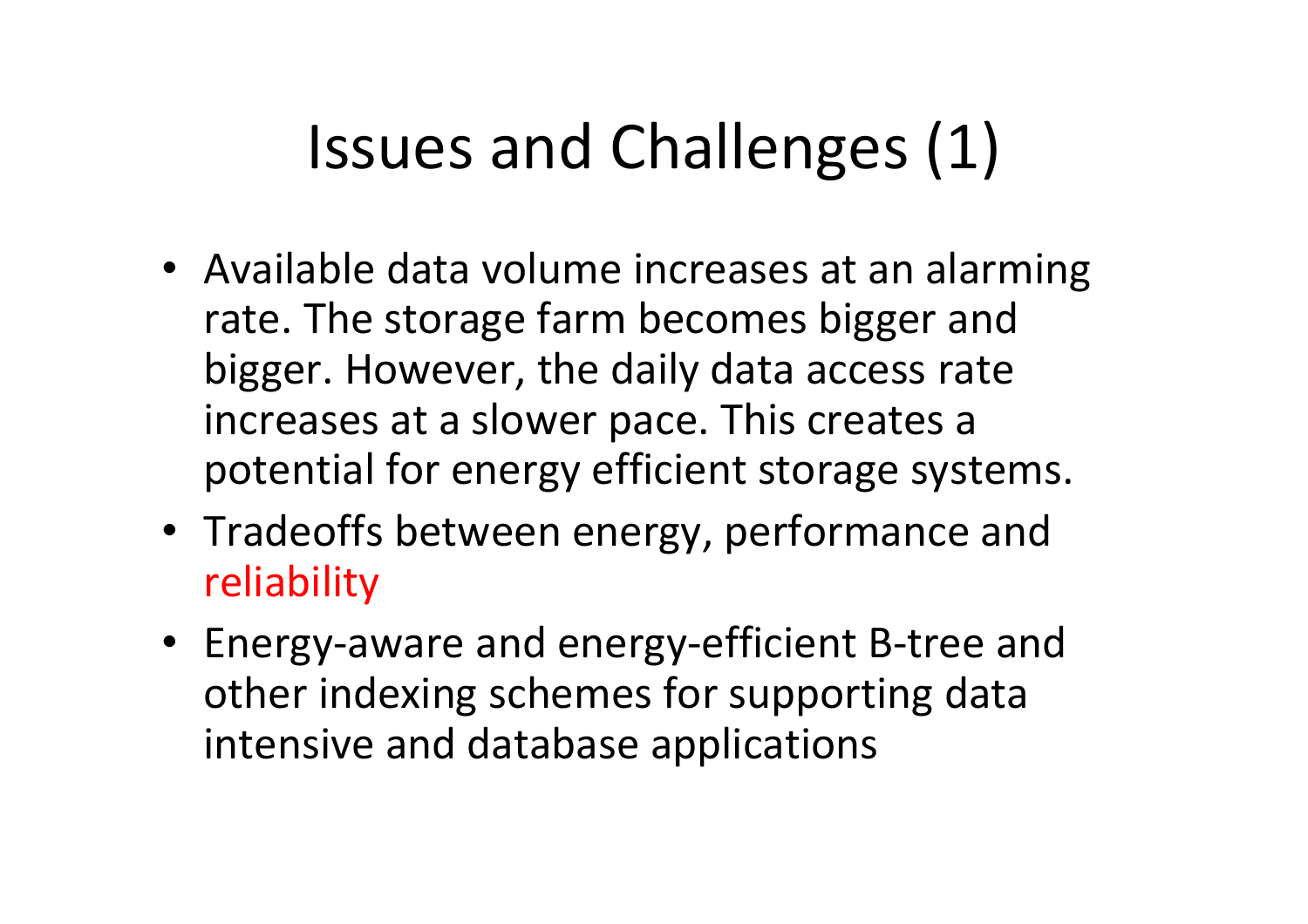# Issues and Challenges (1)

- Available data volume increases at an alarming rate. The storage farm becomes bigger and bigger. However, the daily data access rate increases at a slower pace. This creates a potential for energy efficient storage systems.
- Tradeoffs between energy, performance and reliability
- Energy-aware and energy-efficient B-tree and other indexing schemes for supporting data intensive and database applications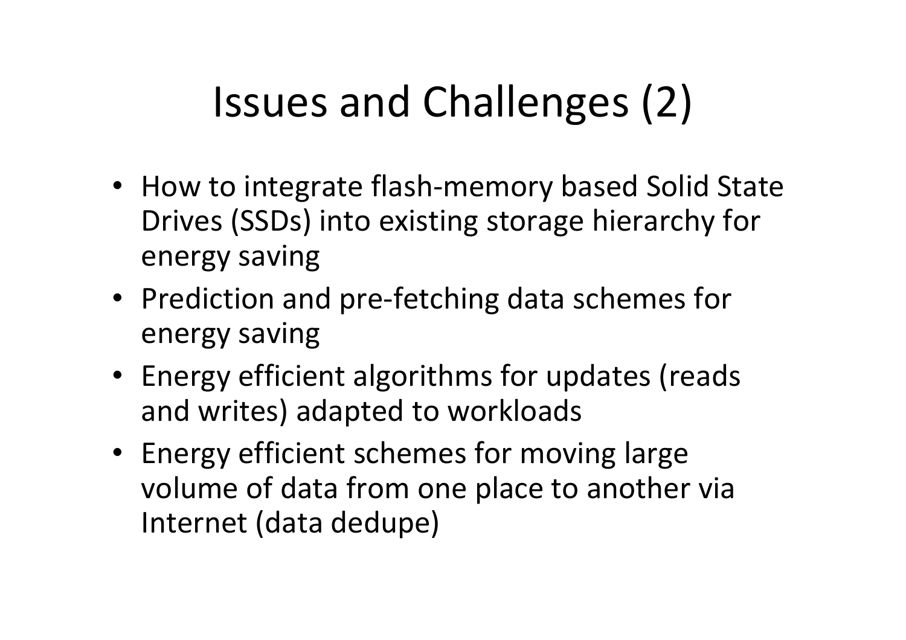# Issues and Challenges (2)

- How to integrate flash-memory based Solid State Drives (SSDs) into existing storage hierarchy for energy saving
- Prediction and pre-fetching data schemes for energy saving
- Energy efficient algorithms for updates (reads and writes) adapted to workloads
- Energy efficient schemes for moving large volume of data from one place to another via Internet (data dedupe)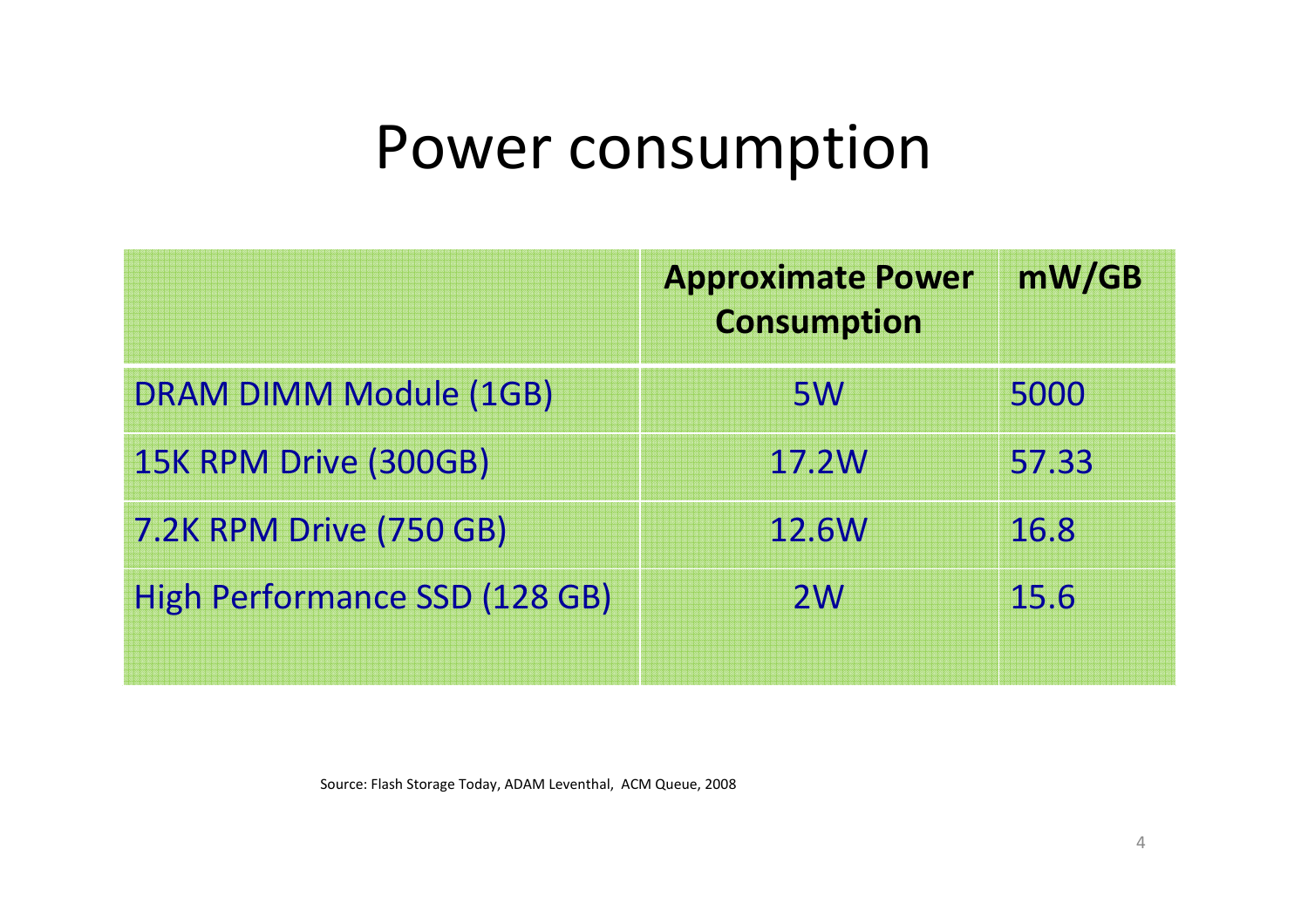# Power consumption

| | Approximate Power Consumption | mW/GB |
|---|---|---|
| DRAM DIMM Module (1GB) | 5W | 5000 |
| 15K RPM Drive (300GB) | 17.2W | 57.33 |
| 7.2K RPM Drive (750 GB) | 12.6W | 16.8 |
| High Performance SSD (128 GB) | 2W | 15.6 |

Source: Flash Storage Today, ADAM Leventhal, ACM Queue, 2008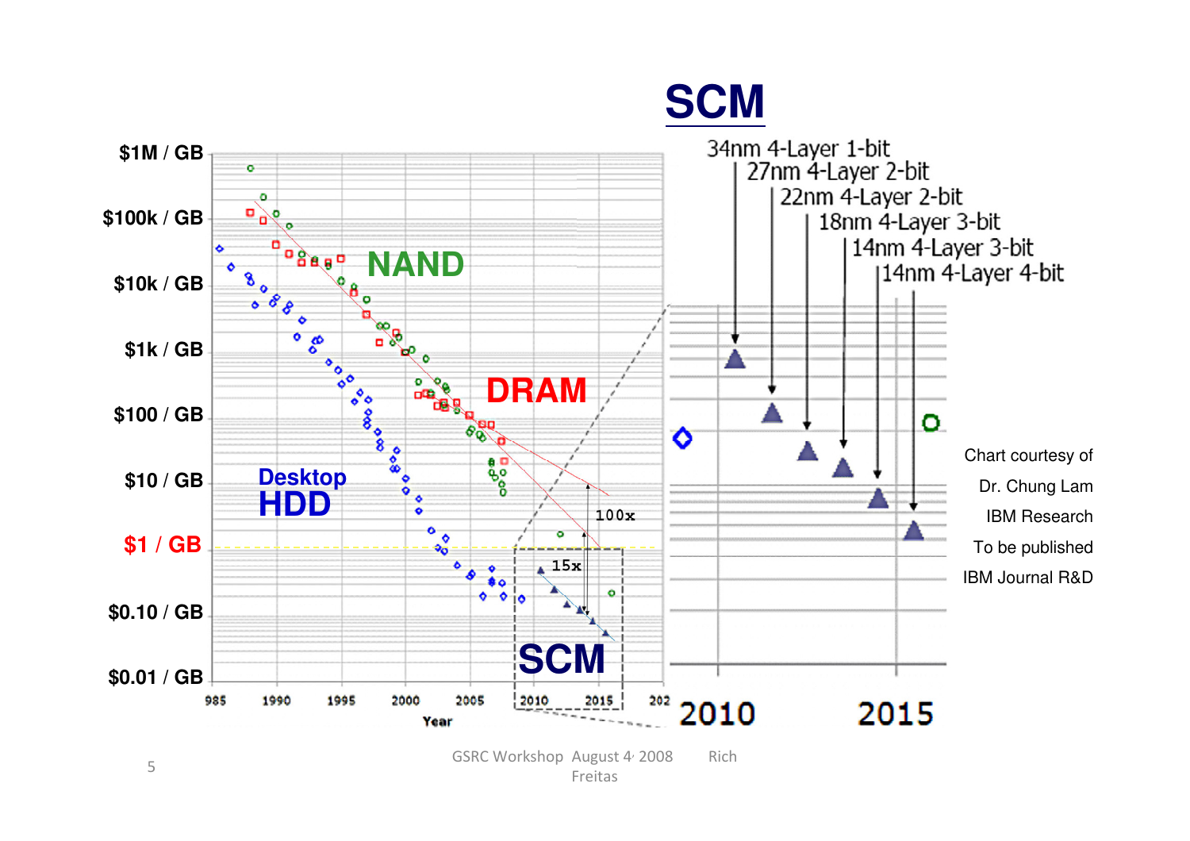# SCM

$1M / GB

$100k / GB

$10k / GB

$1k / GB

$100 / GB

$10 / GB

$1 / GB

$0.10 / GB

$0.01 / GB

NAND

DRAM

Desktop HDD

SCM

100x

15x

985 1990 1995 2000 2005 2010 2015 202

Year

34nm 4-Layer 1-bit

27nm 4-Layer 2-bit

22nm 4-Layer 2-bit

18nm 4-Layer 3-bit

14nm 4-Layer 3-bit

14nm 4-Layer 4-bit

2010 2015

Chart courtesy of

Dr. Chung Lam

IBM Research

To be published

IBM Journal R&D

GSRC Workshop August 4, 2008 Rich Freitas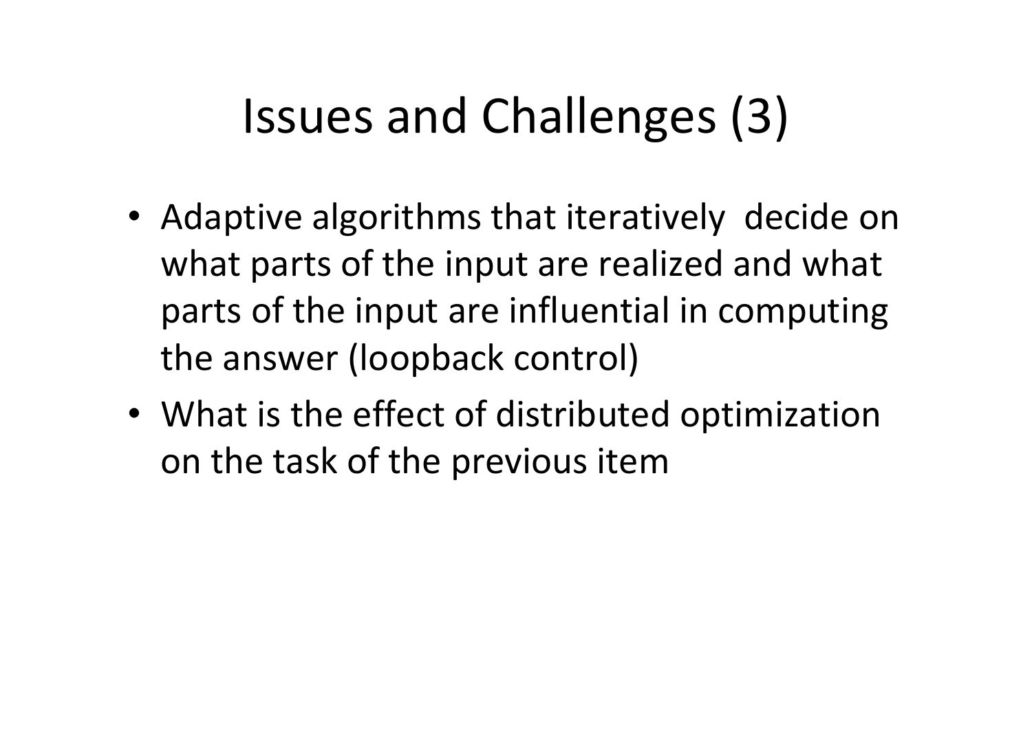# Issues and Challenges (3)

- Adaptive algorithms that iteratively decide on what parts of the input are realized and what parts of the input are influential in computing the answer (loopback control)
- What is the effect of distributed optimization on the task of the previous item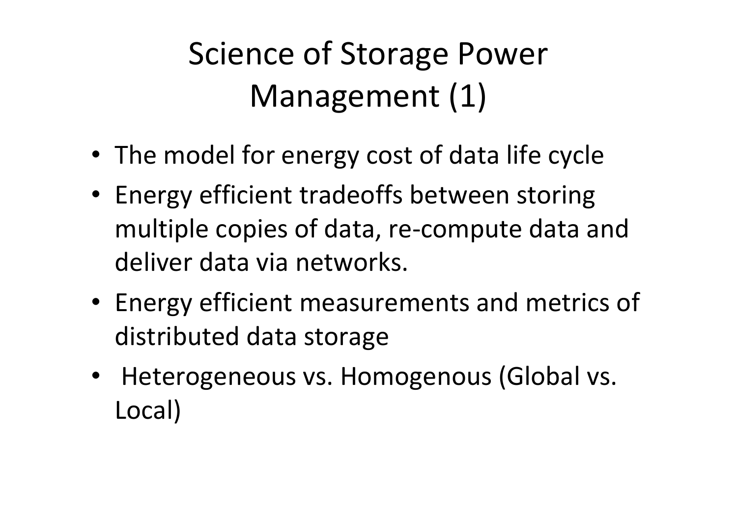# Science of Storage Power Management (1)

- The model for energy cost of data life cycle
- Energy efficient tradeoffs between storing multiple copies of data, re-compute data and deliver data via networks.
- Energy efficient measurements and metrics of distributed data storage
- Heterogeneous vs. Homogenous (Global vs. Local)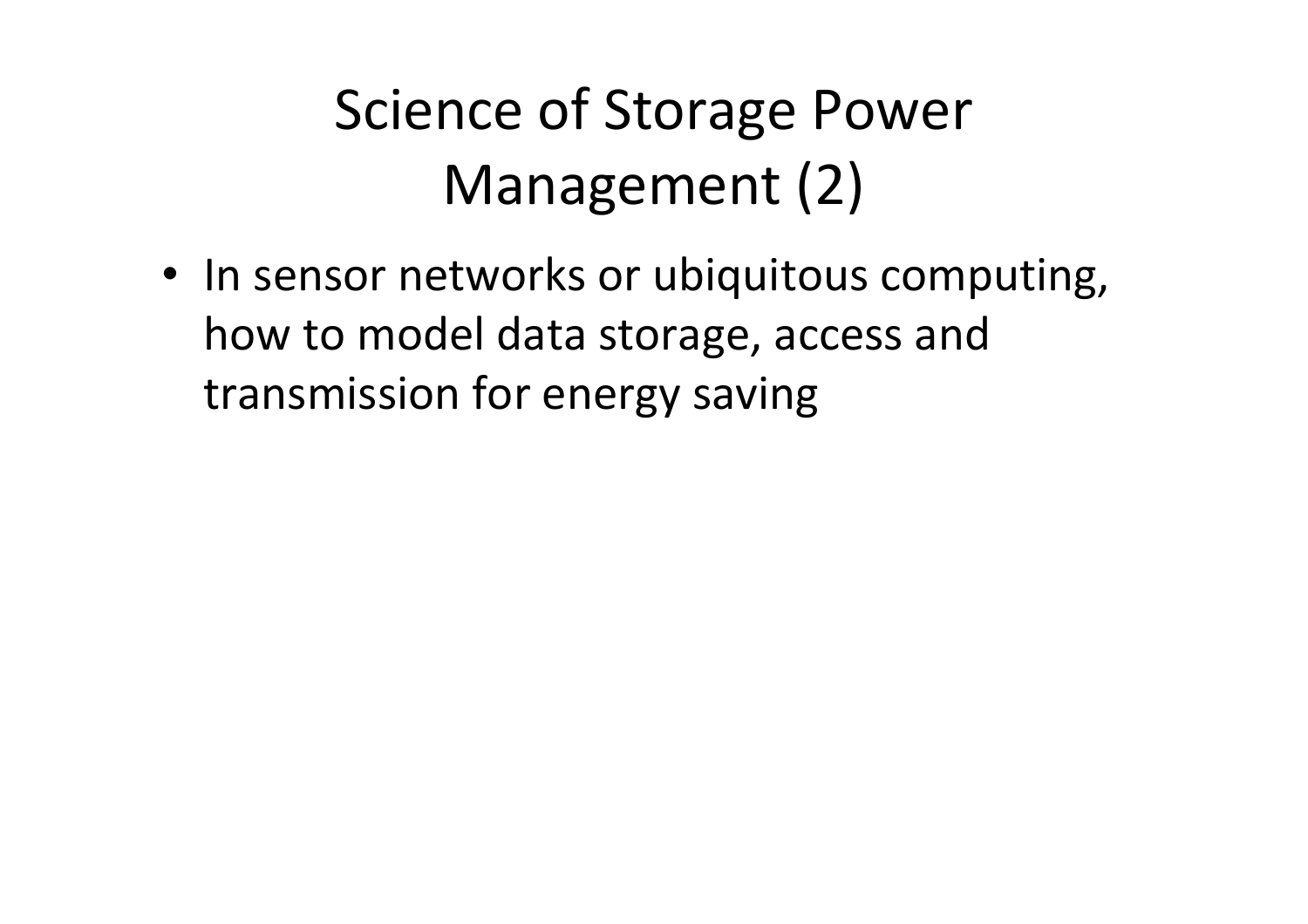# Science of Storage Power Management (2)

- In sensor networks or ubiquitous computing, how to model data storage, access and transmission for energy saving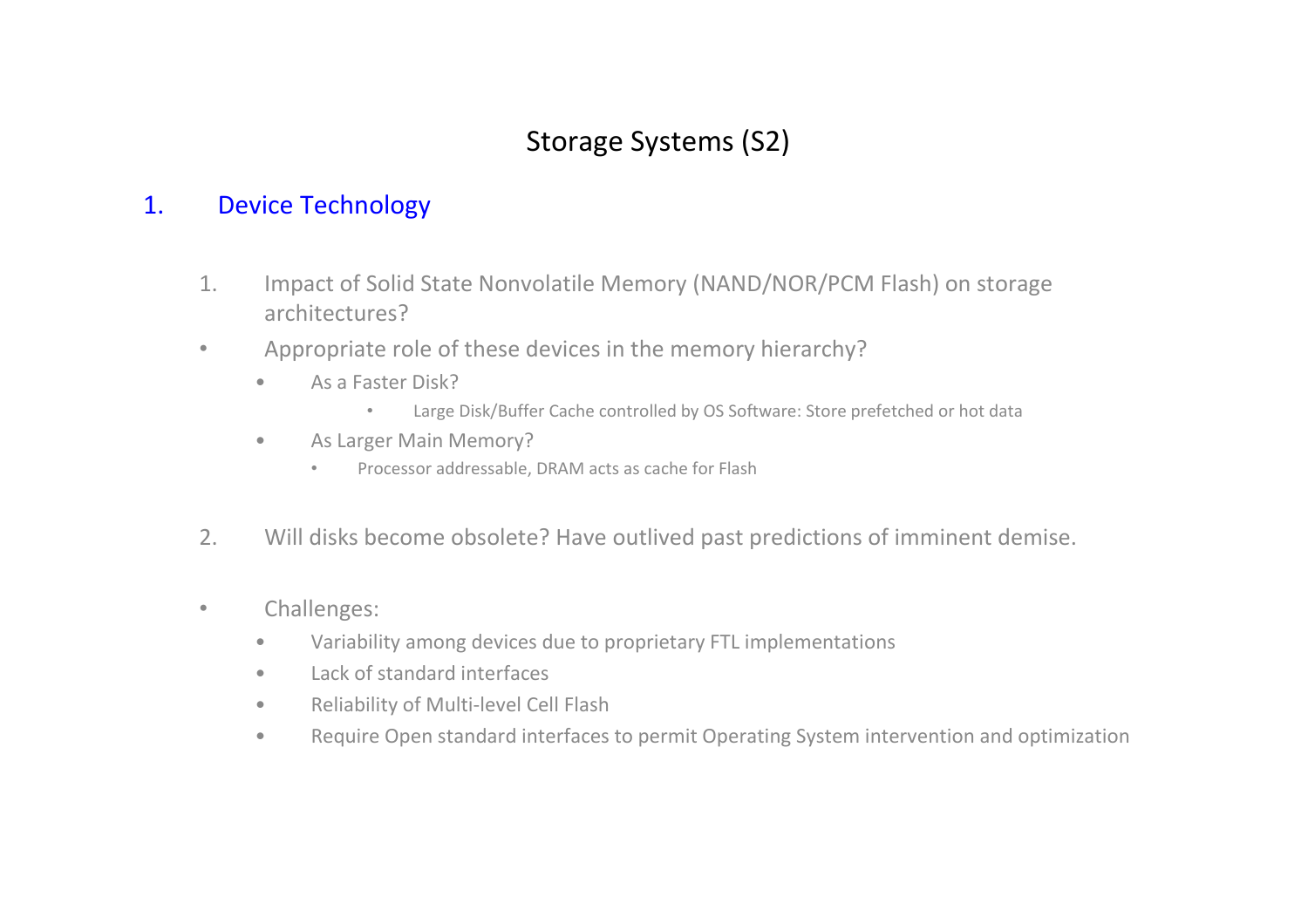# Storage Systems (S2)

## 1. Device Technology

1. Impact of Solid State Nonvolatile Memory (NAND/NOR/PCM Flash) on storage architectures?

- Appropriate role of these devices in the memory hierarchy?
  - As a Faster Disk?
    - Large Disk/Buffer Cache controlled by OS Software: Store prefetched or hot data
  - As Larger Main Memory?
    - Processor addressable, DRAM acts as cache for Flash

2. Will disks become obsolete? Have outlived past predictions of imminent demise.

- Challenges:
  - Variability among devices due to proprietary FTL implementations
  - Lack of standard interfaces
  - Reliability of Multi-level Cell Flash
  - Require Open standard interfaces to permit Operating System intervention and optimization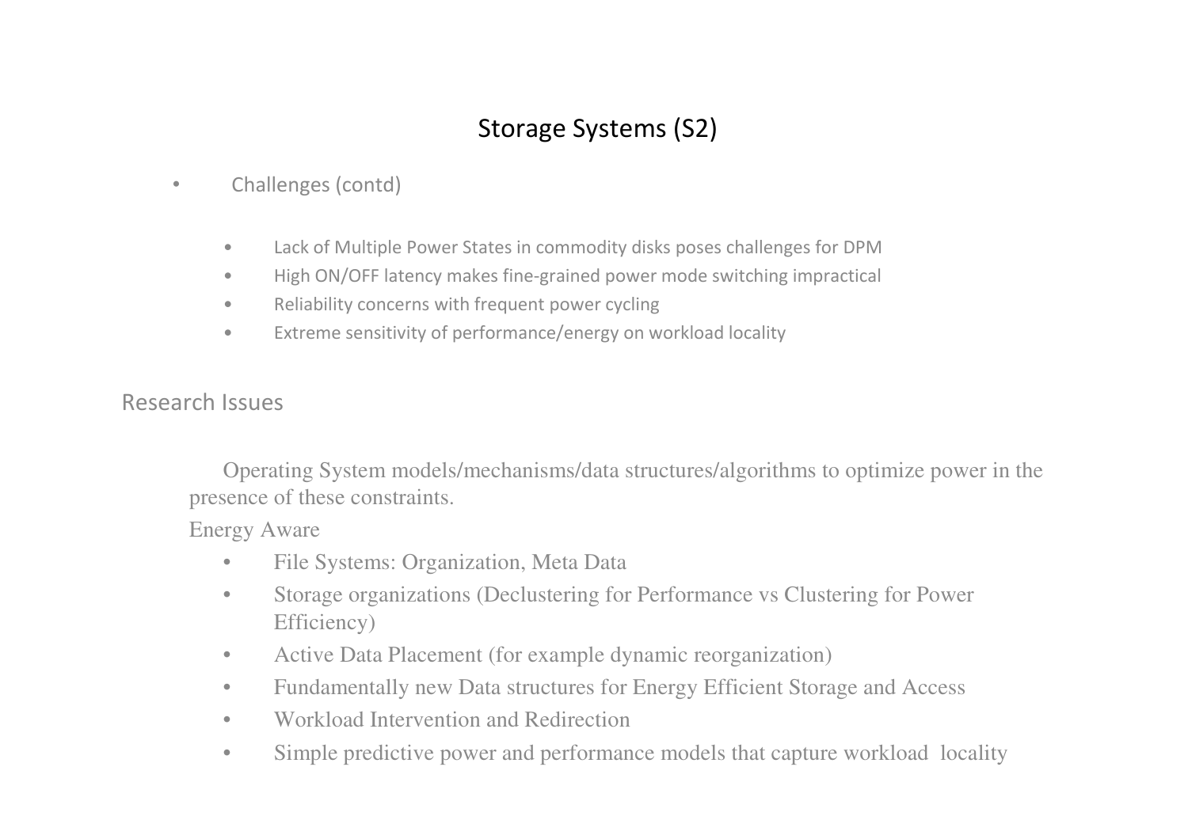# Storage Systems (S2)

- Challenges (contd)
  - Lack of Multiple Power States in commodity disks poses challenges for DPM
  - High ON/OFF latency makes fine-grained power mode switching impractical
  - Reliability concerns with frequent power cycling
  - Extreme sensitivity of performance/energy on workload locality

## Research Issues

Operating System models/mechanisms/data structures/algorithms to optimize power in the presence of these constraints.

Energy Aware

- File Systems: Organization, Meta Data
- Storage organizations (Declustering for Performance vs Clustering for Power Efficiency)
- Active Data Placement (for example dynamic reorganization)
- Fundamentally new Data structures for Energy Efficient Storage and Access
- Workload Intervention and Redirection
- Simple predictive power and performance models that capture workload locality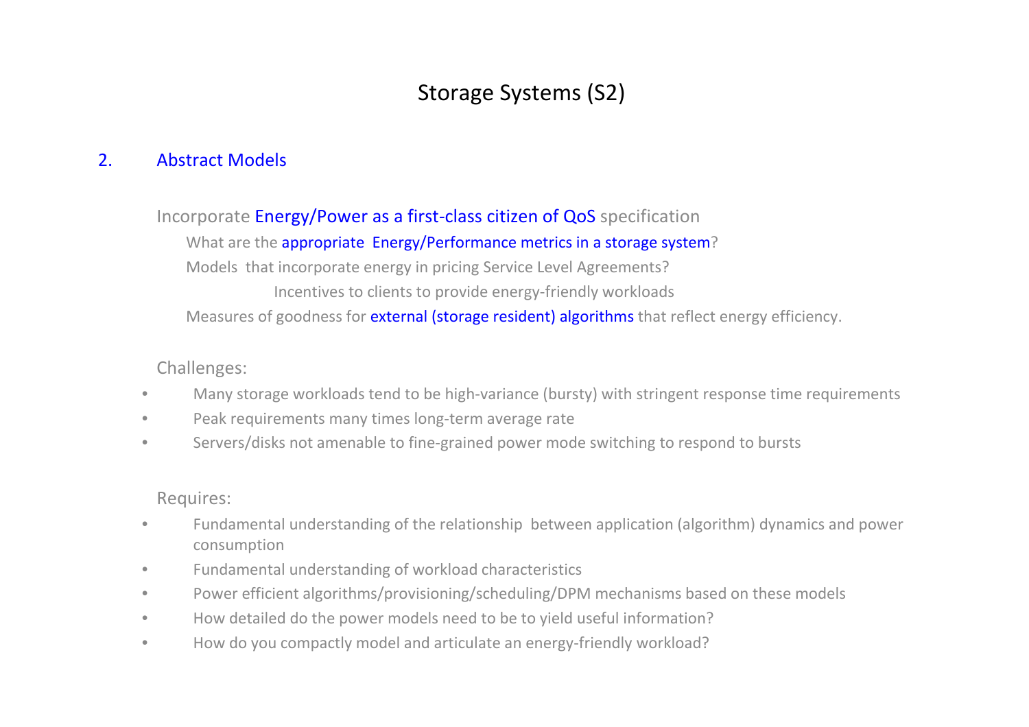# Storage Systems (S2)

## 2. Abstract Models

Incorporate Energy/Power as a first-class citizen of QoS specification

- What are the appropriate Energy/Performance metrics in a storage system?
- Models that incorporate energy in pricing Service Level Agreements?
  - Incentives to clients to provide energy-friendly workloads
- Measures of goodness for external (storage resident) algorithms that reflect energy efficiency.

Challenges:

- Many storage workloads tend to be high-variance (bursty) with stringent response time requirements
- Peak requirements many times long-term average rate
- Servers/disks not amenable to fine-grained power mode switching to respond to bursts

Requires:

- Fundamental understanding of the relationship between application (algorithm) dynamics and power consumption
- Fundamental understanding of workload characteristics
- Power efficient algorithms/provisioning/scheduling/DPM mechanisms based on these models
- How detailed do the power models need to be to yield useful information?
- How do you compactly model and articulate an energy-friendly workload?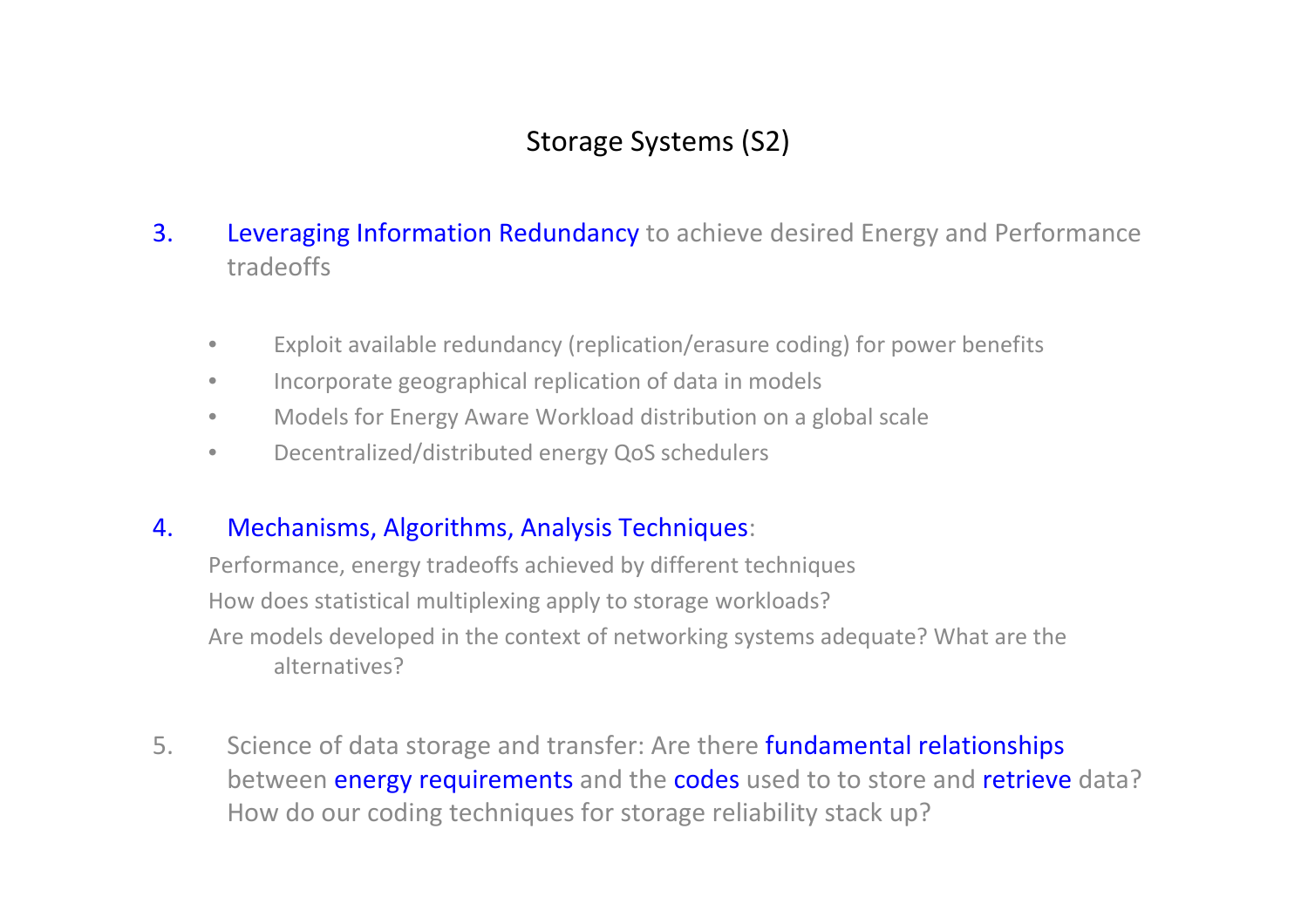# Storage Systems (S2)

3. Leveraging Information Redundancy to achieve desired Energy and Performance tradeoffs

   - Exploit available redundancy (replication/erasure coding) for power benefits
   - Incorporate geographical replication of data in models
   - Models for Energy Aware Workload distribution on a global scale
   - Decentralized/distributed energy QoS schedulers

4. Mechanisms, Algorithms, Analysis Techniques:

   Performance, energy tradeoffs achieved by different techniques

   How does statistical multiplexing apply to storage workloads?

   Are models developed in the context of networking systems adequate? What are the alternatives?

5. Science of data storage and transfer: Are there fundamental relationships between energy requirements and the codes used to to store and retrieve data? How do our coding techniques for storage reliability stack up?